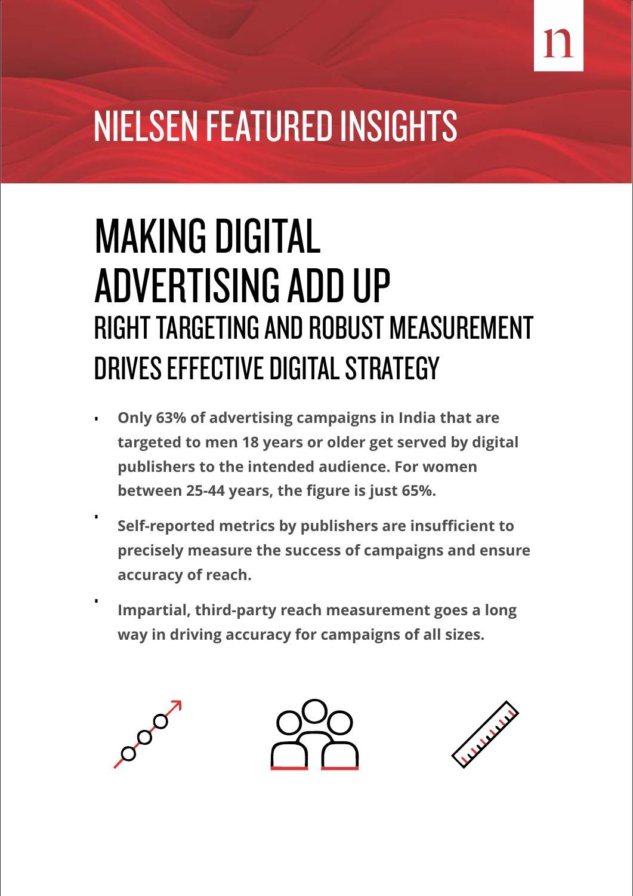# NIELSEN FEATURED INSIGHTS

# MAKING DIGITAL ADVERTISING ADD UP

## RIGHT TARGETING AND ROBUST MEASUREMENT DRIVES EFFECTIVE DIGITAL STRATEGY

- **Only 63% of advertising campaigns in India that are targeted to men 18 years or older get served by digital publishers to the intended audience. For women between 25-44 years, the figure is just 65%.**
- **Self-reported metrics by publishers are insufficient to precisely measure the success of campaigns and ensure accuracy of reach.**
- **Impartial, third-party reach measurement goes a long way in driving accuracy for campaigns of all sizes.**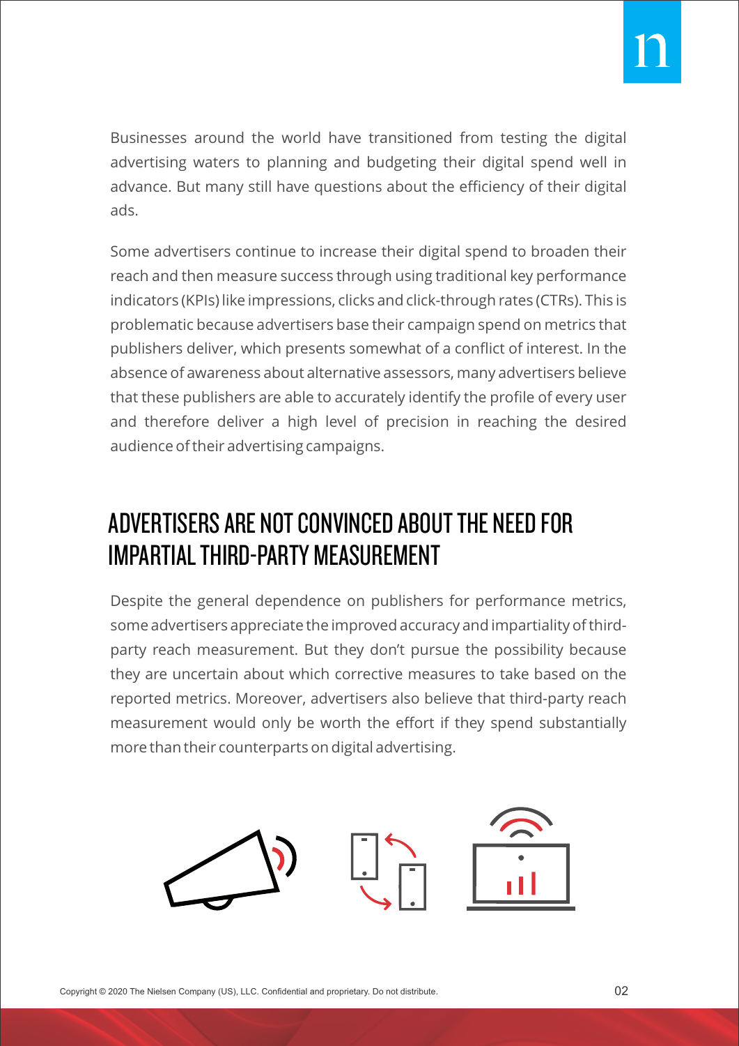Businesses around the world have transitioned from testing the digital advertising waters to planning and budgeting their digital spend well in advance. But many still have questions about the efficiency of their digital ads.

Some advertisers continue to increase their digital spend to broaden their reach and then measure success through using traditional key performance indicators (KPIs) like impressions, clicks and click-through rates (CTRs). This is problematic because advertisers base their campaign spend on metrics that publishers deliver, which presents somewhat of a conflict of interest. In the absence of awareness about alternative assessors, many advertisers believe that these publishers are able to accurately identify the profile of every user and therefore deliver a high level of precision in reaching the desired audience of their advertising campaigns.

## ADVERTISERS ARE NOT CONVINCED ABOUT THE NEED FOR IMPARTIAL THIRD-PARTY MEASUREMENT

Despite the general dependence on publishers for performance metrics, some advertisers appreciate the improved accuracy and impartiality of third-party reach measurement. But they don't pursue the possibility because they are uncertain about which corrective measures to take based on the reported metrics. Moreover, advertisers also believe that third-party reach measurement would only be worth the effort if they spend substantially more than their counterparts on digital advertising.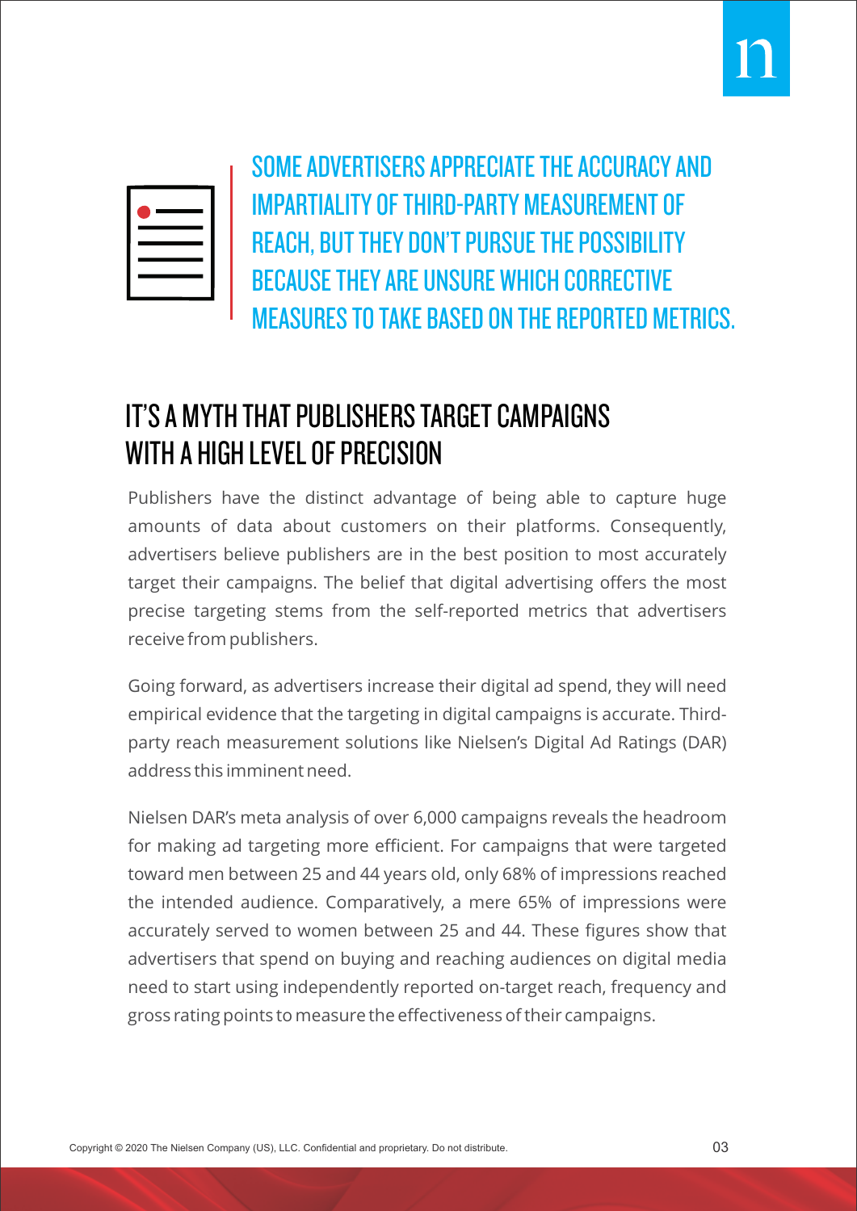> SOME ADVERTISERS APPRECIATE THE ACCURACY AND IMPARTIALITY OF THIRD-PARTY MEASUREMENT OF REACH, BUT THEY DON'T PURSUE THE POSSIBILITY BECAUSE THEY ARE UNSURE WHICH CORRECTIVE MEASURES TO TAKE BASED ON THE REPORTED METRICS.

## IT'S A MYTH THAT PUBLISHERS TARGET CAMPAIGNS WITH A HIGH LEVEL OF PRECISION

Publishers have the distinct advantage of being able to capture huge amounts of data about customers on their platforms. Consequently, advertisers believe publishers are in the best position to most accurately target their campaigns. The belief that digital advertising offers the most precise targeting stems from the self-reported metrics that advertisers receive from publishers.

Going forward, as advertisers increase their digital ad spend, they will need empirical evidence that the targeting in digital campaigns is accurate. Third-party reach measurement solutions like Nielsen's Digital Ad Ratings (DAR) address this imminent need.

Nielsen DAR's meta analysis of over 6,000 campaigns reveals the headroom for making ad targeting more efficient. For campaigns that were targeted toward men between 25 and 44 years old, only 68% of impressions reached the intended audience. Comparatively, a mere 65% of impressions were accurately served to women between 25 and 44. These figures show that advertisers that spend on buying and reaching audiences on digital media need to start using independently reported on-target reach, frequency and gross rating points to measure the effectiveness of their campaigns.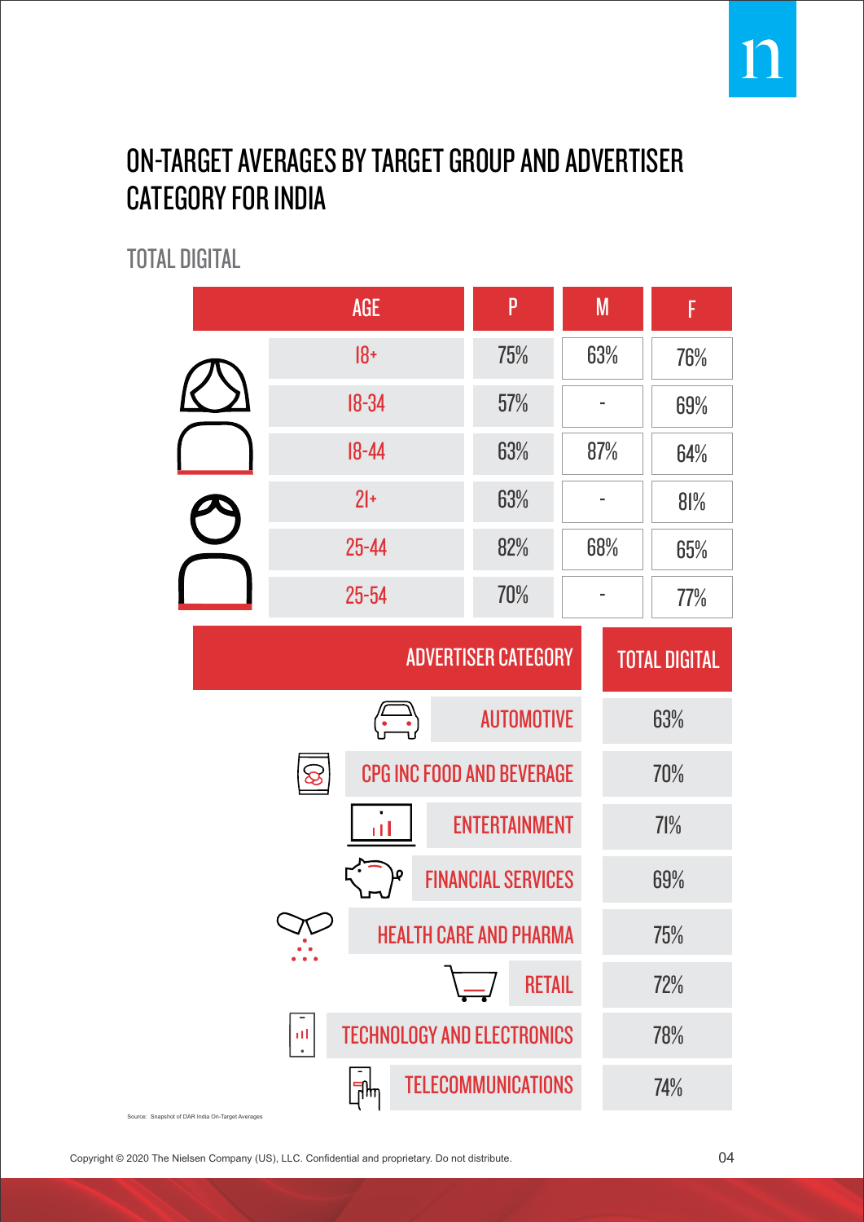# ON-TARGET AVERAGES BY TARGET GROUP AND ADVERTISER CATEGORY FOR INDIA

## TOTAL DIGITAL

| AGE | P | M | F |
|---|---|---|---|
| 18+ | 75% | 63% | 76% |
| 18-34 | 57% | - | 69% |
| 18-44 | 63% | 87% | 64% |
| 21+ | 63% | - | 81% |
| 25-44 | 82% | 68% | 65% |
| 25-54 | 70% | - | 77% |

| ADVERTISER CATEGORY | TOTAL DIGITAL |
|---|---|
| AUTOMOTIVE | 63% |
| CPG INC FOOD AND BEVERAGE | 70% |
| ENTERTAINMENT | 71% |
| FINANCIAL SERVICES | 69% |
| HEALTH CARE AND PHARMA | 75% |
| RETAIL | 72% |
| TECHNOLOGY AND ELECTRONICS | 78% |
| TELECOMMUNICATIONS | 74% |

Source: Snapshot of DAR India On-Target Averages

Copyright © 2020 The Nielsen Company (US), LLC. Confidential and proprietary. Do not distribute.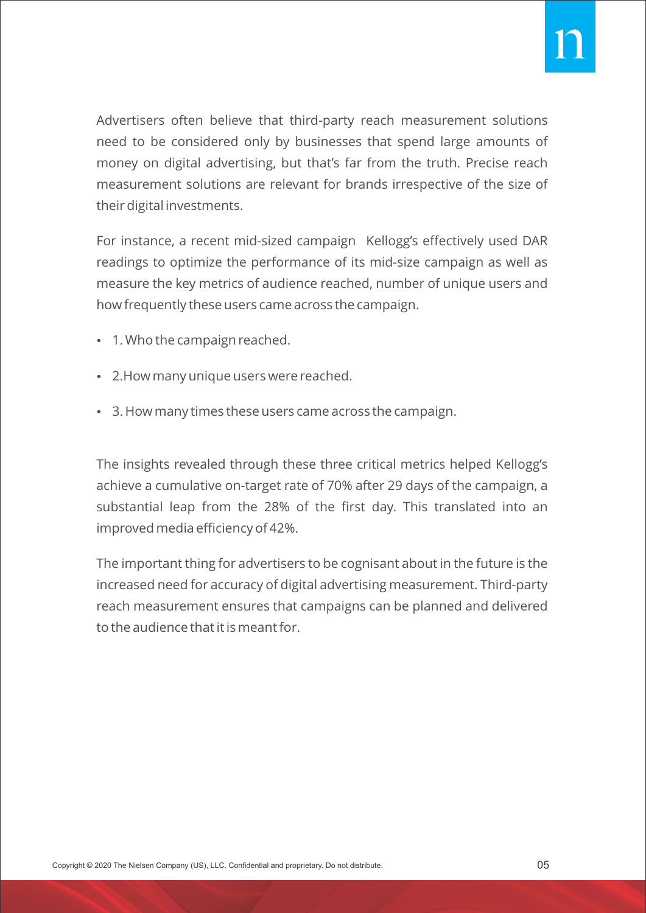Advertisers often believe that third-party reach measurement solutions need to be considered only by businesses that spend large amounts of money on digital advertising, but that's far from the truth. Precise reach measurement solutions are relevant for brands irrespective of the size of their digital investments.

For instance, a recent mid-sized campaign  Kellogg's effectively used DAR readings to optimize the performance of its mid-size campaign as well as measure the key metrics of audience reached, number of unique users and how frequently these users came across the campaign.

- 1. Who the campaign reached.
- 2.How many unique users were reached.
- 3. How many times these users came across the campaign.

The insights revealed through these three critical metrics helped Kellogg's achieve a cumulative on-target rate of 70% after 29 days of the campaign, a substantial leap from the 28% of the first day. This translated into an improved media efficiency of 42%.

The important thing for advertisers to be cognisant about in the future is the increased need for accuracy of digital advertising measurement. Third-party reach measurement ensures that campaigns can be planned and delivered to the audience that it is meant for.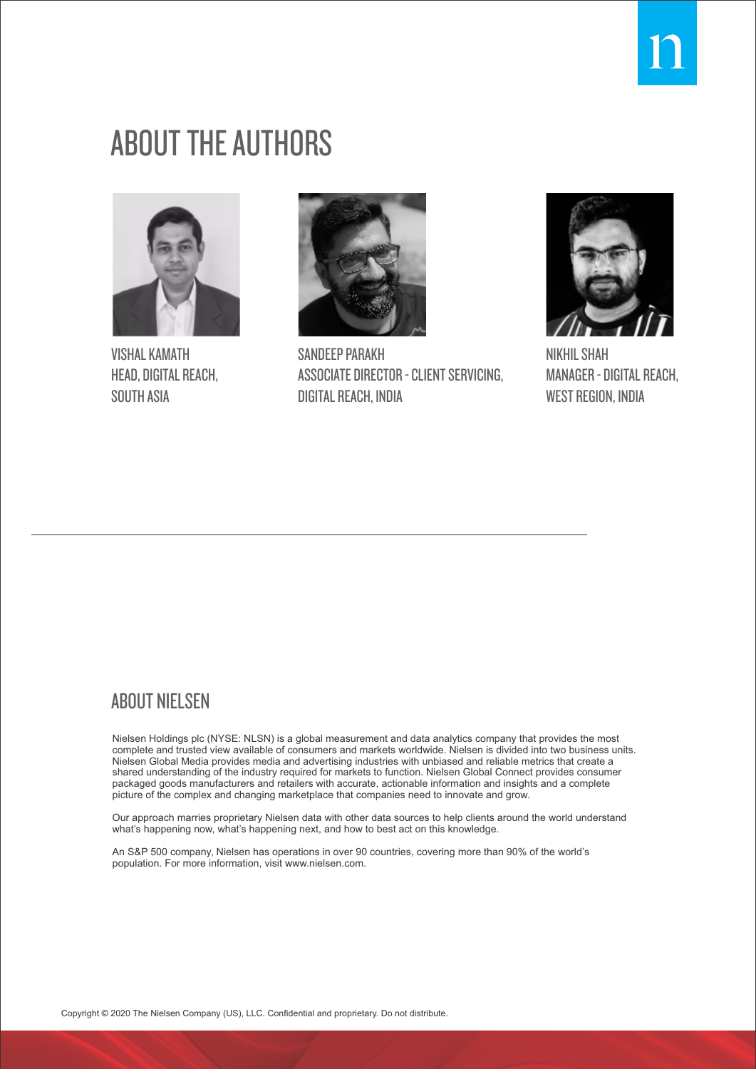# ABOUT THE AUTHORS

VISHAL KAMATH
HEAD, DIGITAL REACH,
SOUTH ASIA

SANDEEP PARAKH
ASSOCIATE DIRECTOR - CLIENT SERVICING,
DIGITAL REACH, INDIA

NIKHIL SHAH
MANAGER - DIGITAL REACH,
WEST REGION, INDIA

## ABOUT NIELSEN

Nielsen Holdings plc (NYSE: NLSN) is a global measurement and data analytics company that provides the most complete and trusted view available of consumers and markets worldwide. Nielsen is divided into two business units. Nielsen Global Media provides media and advertising industries with unbiased and reliable metrics that create a shared understanding of the industry required for markets to function. Nielsen Global Connect provides consumer packaged goods manufacturers and retailers with accurate, actionable information and insights and a complete picture of the complex and changing marketplace that companies need to innovate and grow.

Our approach marries proprietary Nielsen data with other data sources to help clients around the world understand what's happening now, what's happening next, and how to best act on this knowledge.

An S&P 500 company, Nielsen has operations in over 90 countries, covering more than 90% of the world's population. For more information, visit www.nielsen.com.

Copyright © 2020 The Nielsen Company (US), LLC. Confidential and proprietary. Do not distribute.